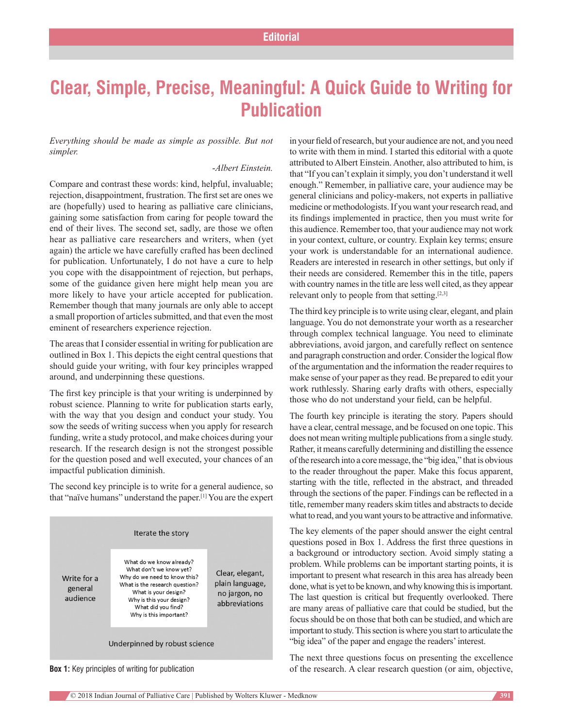Editorial

# Clear, Simple, Precise, Meaningful: A Quick Guide to Writing for Publication

*Everything should be made as simple as possible. But not simpler.*

*-Albert Einstein.*

Compare and contrast these words: kind, helpful, invaluable; rejection, disappointment, frustration. The first set are ones we are (hopefully) used to hearing as palliative care clinicians, gaining some satisfaction from caring for people toward the end of their lives. The second set, sadly, are those we often hear as palliative care researchers and writers, when (yet again) the article we have carefully crafted has been declined for publication. Unfortunately, I do not have a cure to help you cope with the disappointment of rejection, but perhaps, some of the guidance given here might help mean you are more likely to have your article accepted for publication. Remember though that many journals are only able to accept a small proportion of articles submitted, and that even the most eminent of researchers experience rejection.

The areas that I consider essential in writing for publication are outlined in Box 1. This depicts the eight central questions that should guide your writing, with four key principles wrapped around, and underpinning these questions.

The first key principle is that your writing is underpinned by robust science. Planning to write for publication starts early, with the way that you design and conduct your study. You sow the seeds of writing success when you apply for research funding, write a study protocol, and make choices during your research. If the research design is not the strongest possible for the question posed and well executed, your chances of an impactful publication diminish.

The second key principle is to write for a general audience, so that "naïve humans" understand the paper.[1] You are the expert in your field of research, but your audience are not, and you need to write with them in mind. I started this editorial with a quote attributed to Albert Einstein. Another, also attributed to him, is that "If you can't explain it simply, you don't understand it well enough." Remember, in palliative care, your audience may be general clinicians and policy-makers, not experts in palliative medicine or methodologists. If you want your research read, and its findings implemented in practice, then you must write for this audience. Remember too, that your audience may not work in your context, culture, or country. Explain key terms; ensure your work is understandable for an international audience. Readers are interested in research in other settings, but only if their needs are considered. Remember this in the title, papers with country names in the title are less well cited, as they appear relevant only to people from that setting.[2,3]

| | Iterate the story | |
|---|---|---|
| Write for a general audience | What do we know already?<br>What don't we know yet?<br>Why do we need to know this?<br>What is the research question?<br>What is your design?<br>Why is this your design?<br>What did you find?<br>Why is this important? | Clear, elegant, plain language, no jargon, no abbreviations |
| | Underpinned by robust science | |

**Box 1:** Key principles of writing for publication

The third key principle is to write using clear, elegant, and plain language. You do not demonstrate your worth as a researcher through complex technical language. You need to eliminate abbreviations, avoid jargon, and carefully reflect on sentence and paragraph construction and order. Consider the logical flow of the argumentation and the information the reader requires to make sense of your paper as they read. Be prepared to edit your work ruthlessly. Sharing early drafts with others, especially those who do not understand your field, can be helpful.

The fourth key principle is iterating the story. Papers should have a clear, central message, and be focused on one topic. This does not mean writing multiple publications from a single study. Rather, it means carefully determining and distilling the essence of the research into a core message, the "big idea," that is obvious to the reader throughout the paper. Make this focus apparent, starting with the title, reflected in the abstract, and threaded through the sections of the paper. Findings can be reflected in a title, remember many readers skim titles and abstracts to decide what to read, and you want yours to be attractive and informative.

The key elements of the paper should answer the eight central questions posed in Box 1. Address the first three questions in a background or introductory section. Avoid simply stating a problem. While problems can be important starting points, it is important to present what research in this area has already been done, what is yet to be known, and why knowing this is important. The last question is critical but frequently overlooked. There are many areas of palliative care that could be studied, but the focus should be on those that both can be studied, and which are important to study. This section is where you start to articulate the "big idea" of the paper and engage the readers' interest.

The next three questions focus on presenting the excellence of the research. A clear research question (or aim, objective,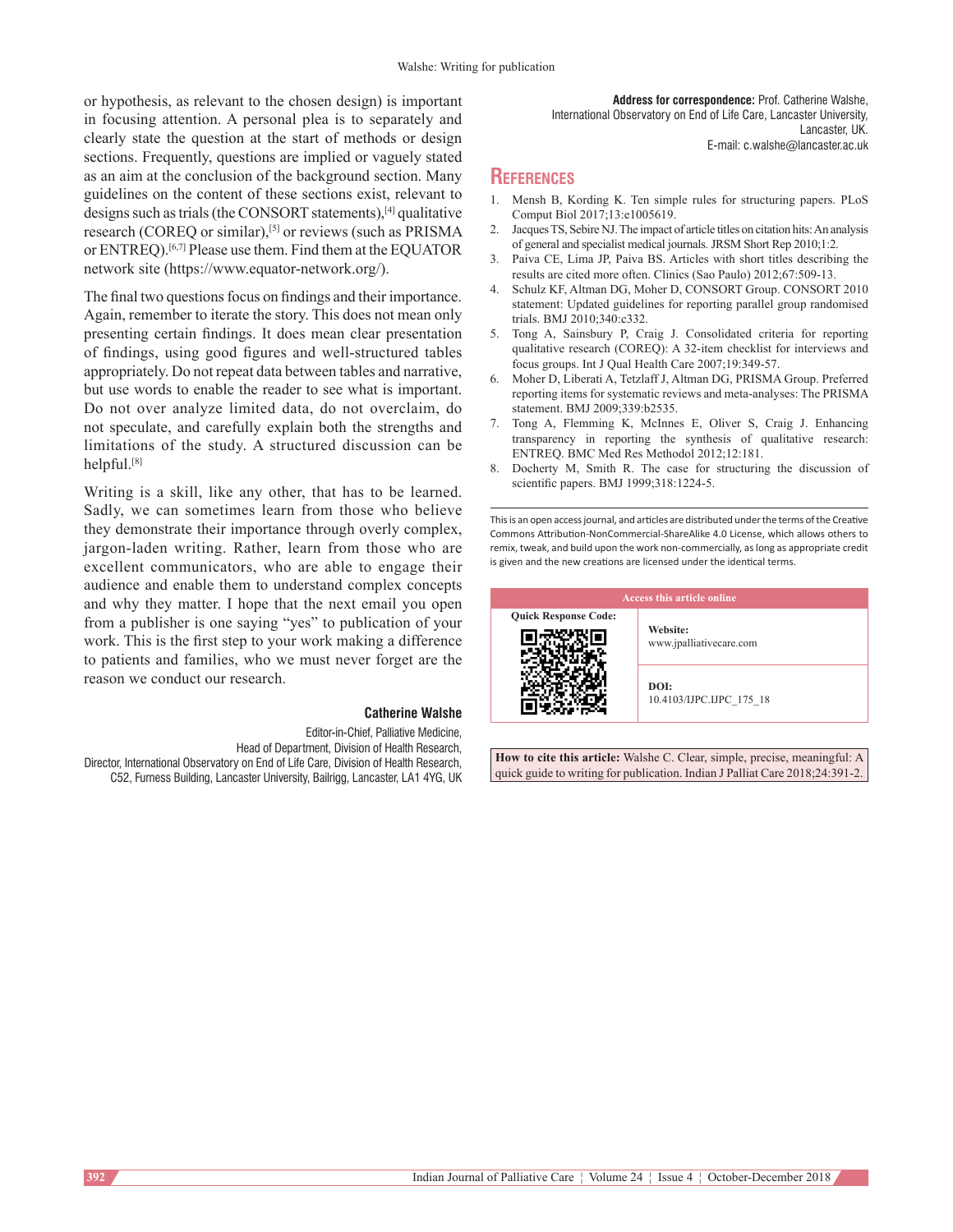or hypothesis, as relevant to the chosen design) is important in focusing attention. A personal plea is to separately and clearly state the question at the start of methods or design sections. Frequently, questions are implied or vaguely stated as an aim at the conclusion of the background section. Many guidelines on the content of these sections exist, relevant to designs such as trials (the CONSORT statements),[4] qualitative research (COREQ or similar),[5] or reviews (such as PRISMA or ENTREQ).[6,7] Please use them. Find them at the EQUATOR network site (https://www.equator-network.org/).

The final two questions focus on findings and their importance. Again, remember to iterate the story. This does not mean only presenting certain findings. It does mean clear presentation of findings, using good figures and well-structured tables appropriately. Do not repeat data between tables and narrative, but use words to enable the reader to see what is important. Do not over analyze limited data, do not overclaim, do not speculate, and carefully explain both the strengths and limitations of the study. A structured discussion can be helpful.[8]

Writing is a skill, like any other, that has to be learned. Sadly, we can sometimes learn from those who believe they demonstrate their importance through overly complex, jargon-laden writing. Rather, learn from those who are excellent communicators, who are able to engage their audience and enable them to understand complex concepts and why they matter. I hope that the next email you open from a publisher is one saying "yes" to publication of your work. This is the first step to your work making a difference to patients and families, who we must never forget are the reason we conduct our research.

**Catherine Walshe**

Editor-in-Chief, Palliative Medicine,
Head of Department, Division of Health Research,
Director, International Observatory on End of Life Care, Division of Health Research,
C52, Furness Building, Lancaster University, Bailrigg, Lancaster, LA1 4YG, UK

**Address for correspondence:** Prof. Catherine Walshe,
International Observatory on End of Life Care, Lancaster University,
Lancaster, UK.
E-mail: c.walshe@lancaster.ac.uk

## References

1. Mensh B, Kording K. Ten simple rules for structuring papers. PLoS Comput Biol 2017;13:e1005619.
2. Jacques TS, Sebire NJ. The impact of article titles on citation hits: An analysis of general and specialist medical journals. JRSM Short Rep 2010;1:2.
3. Paiva CE, Lima JP, Paiva BS. Articles with short titles describing the results are cited more often. Clinics (Sao Paulo) 2012;67:509-13.
4. Schulz KF, Altman DG, Moher D, CONSORT Group. CONSORT 2010 statement: Updated guidelines for reporting parallel group randomised trials. BMJ 2010;340:c332.
5. Tong A, Sainsbury P, Craig J. Consolidated criteria for reporting qualitative research (COREQ): A 32-item checklist for interviews and focus groups. Int J Qual Health Care 2007;19:349-57.
6. Moher D, Liberati A, Tetzlaff J, Altman DG, PRISMA Group. Preferred reporting items for systematic reviews and meta-analyses: The PRISMA statement. BMJ 2009;339:b2535.
7. Tong A, Flemming K, McInnes E, Oliver S, Craig J. Enhancing transparency in reporting the synthesis of qualitative research: ENTREQ. BMC Med Res Methodol 2012;12:181.
8. Docherty M, Smith R. The case for structuring the discussion of scientific papers. BMJ 1999;318:1224-5.

This is an open access journal, and articles are distributed under the terms of the Creative Commons Attribution-NonCommercial-ShareAlike 4.0 License, which allows others to remix, tweak, and build upon the work non-commercially, as long as appropriate credit is given and the new creations are licensed under the identical terms.

| Access this article online | |
|---|---|
| Quick Response Code: | **Website:** www.jpalliativecare.com |
| | **DOI:** 10.4103/IJPC.IJPC_175_18 |

**How to cite this article:** Walshe C. Clear, simple, precise, meaningful: A quick guide to writing for publication. Indian J Palliat Care 2018;24:391-2.